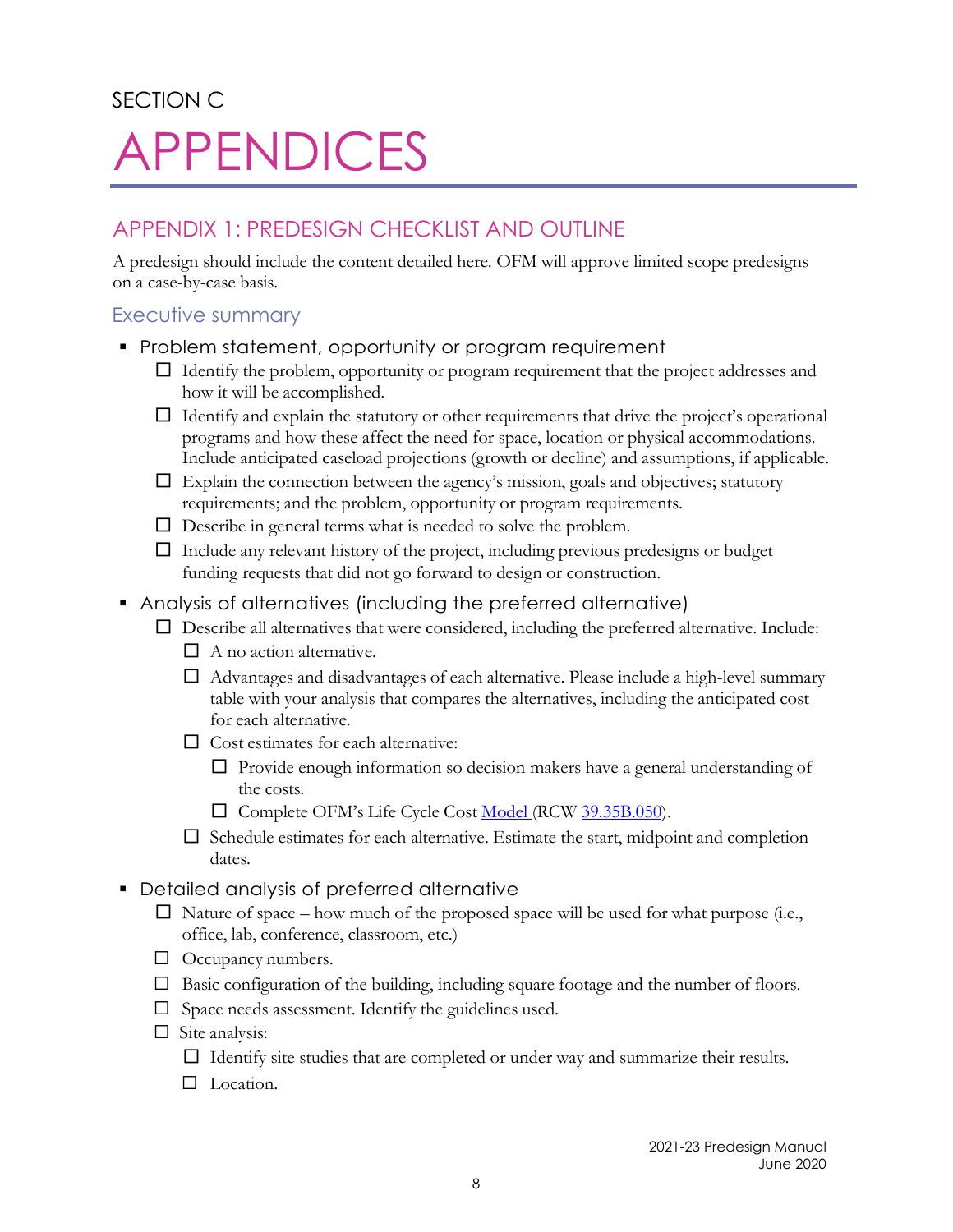SECTION C

# APPENDICES

## APPENDIX 1: PREDESIGN CHECKLIST AND OUTLINE

A predesign should include the content detailed here. OFM will approve limited scope predesigns on a case-by-case basis.

### Executive summary

- Problem statement, opportunity or program requirement
  - ☐ Identify the problem, opportunity or program requirement that the project addresses and how it will be accomplished.
  - ☐ Identify and explain the statutory or other requirements that drive the project's operational programs and how these affect the need for space, location or physical accommodations. Include anticipated caseload projections (growth or decline) and assumptions, if applicable.
  - ☐ Explain the connection between the agency's mission, goals and objectives; statutory requirements; and the problem, opportunity or program requirements.
  - ☐ Describe in general terms what is needed to solve the problem.
  - ☐ Include any relevant history of the project, including previous predesigns or budget funding requests that did not go forward to design or construction.
- Analysis of alternatives (including the preferred alternative)
  - ☐ Describe all alternatives that were considered, including the preferred alternative. Include:
    - ☐ A no action alternative.
    - ☐ Advantages and disadvantages of each alternative. Please include a high-level summary table with your analysis that compares the alternatives, including the anticipated cost for each alternative.
    - ☐ Cost estimates for each alternative:
      - ☐ Provide enough information so decision makers have a general understanding of the costs.
      - ☐ Complete OFM's Life Cycle Cost Model (RCW 39.35B.050).
    - ☐ Schedule estimates for each alternative. Estimate the start, midpoint and completion dates.
- Detailed analysis of preferred alternative
  - ☐ Nature of space – how much of the proposed space will be used for what purpose (i.e., office, lab, conference, classroom, etc.)
  - ☐ Occupancy numbers.
  - ☐ Basic configuration of the building, including square footage and the number of floors.
  - ☐ Space needs assessment. Identify the guidelines used.
  - ☐ Site analysis:
    - ☐ Identify site studies that are completed or under way and summarize their results.
    - ☐ Location.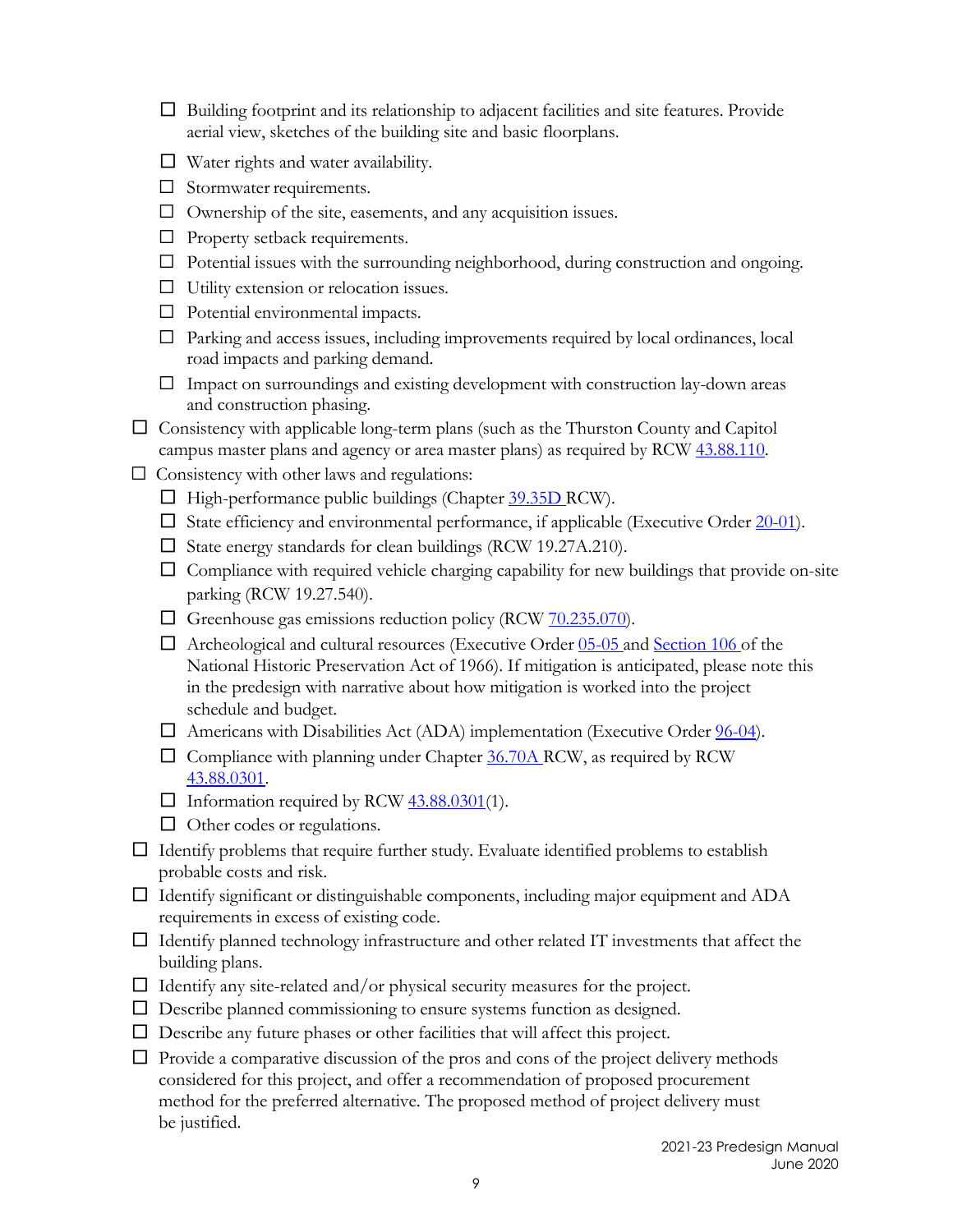- ☐ Building footprint and its relationship to adjacent facilities and site features. Provide aerial view, sketches of the building site and basic floorplans.
  - ☐ Water rights and water availability.
  - ☐ Stormwater requirements.
  - ☐ Ownership of the site, easements, and any acquisition issues.
  - ☐ Property setback requirements.
  - ☐ Potential issues with the surrounding neighborhood, during construction and ongoing.
  - ☐ Utility extension or relocation issues.
  - ☐ Potential environmental impacts.
  - ☐ Parking and access issues, including improvements required by local ordinances, local road impacts and parking demand.
  - ☐ Impact on surroundings and existing development with construction lay-down areas and construction phasing.
- ☐ Consistency with applicable long-term plans (such as the Thurston County and Capitol campus master plans and agency or area master plans) as required by RCW 43.88.110.
- ☐ Consistency with other laws and regulations:
  - ☐ High-performance public buildings (Chapter 39.35D RCW).
  - ☐ State efficiency and environmental performance, if applicable (Executive Order 20-01).
  - ☐ State energy standards for clean buildings (RCW 19.27A.210).
  - ☐ Compliance with required vehicle charging capability for new buildings that provide on-site parking (RCW 19.27.540).
  - ☐ Greenhouse gas emissions reduction policy (RCW 70.235.070).
  - ☐ Archeological and cultural resources (Executive Order 05-05 and Section 106 of the National Historic Preservation Act of 1966). If mitigation is anticipated, please note this in the predesign with narrative about how mitigation is worked into the project schedule and budget.
  - ☐ Americans with Disabilities Act (ADA) implementation (Executive Order 96-04).
  - ☐ Compliance with planning under Chapter 36.70A RCW, as required by RCW 43.88.0301.
  - ☐ Information required by RCW 43.88.0301(1).
  - ☐ Other codes or regulations.
- ☐ Identify problems that require further study. Evaluate identified problems to establish probable costs and risk.
- ☐ Identify significant or distinguishable components, including major equipment and ADA requirements in excess of existing code.
- ☐ Identify planned technology infrastructure and other related IT investments that affect the building plans.
- ☐ Identify any site-related and/or physical security measures for the project.
- ☐ Describe planned commissioning to ensure systems function as designed.
- ☐ Describe any future phases or other facilities that will affect this project.
- ☐ Provide a comparative discussion of the pros and cons of the project delivery methods considered for this project, and offer a recommendation of proposed procurement method for the preferred alternative. The proposed method of project delivery must be justified.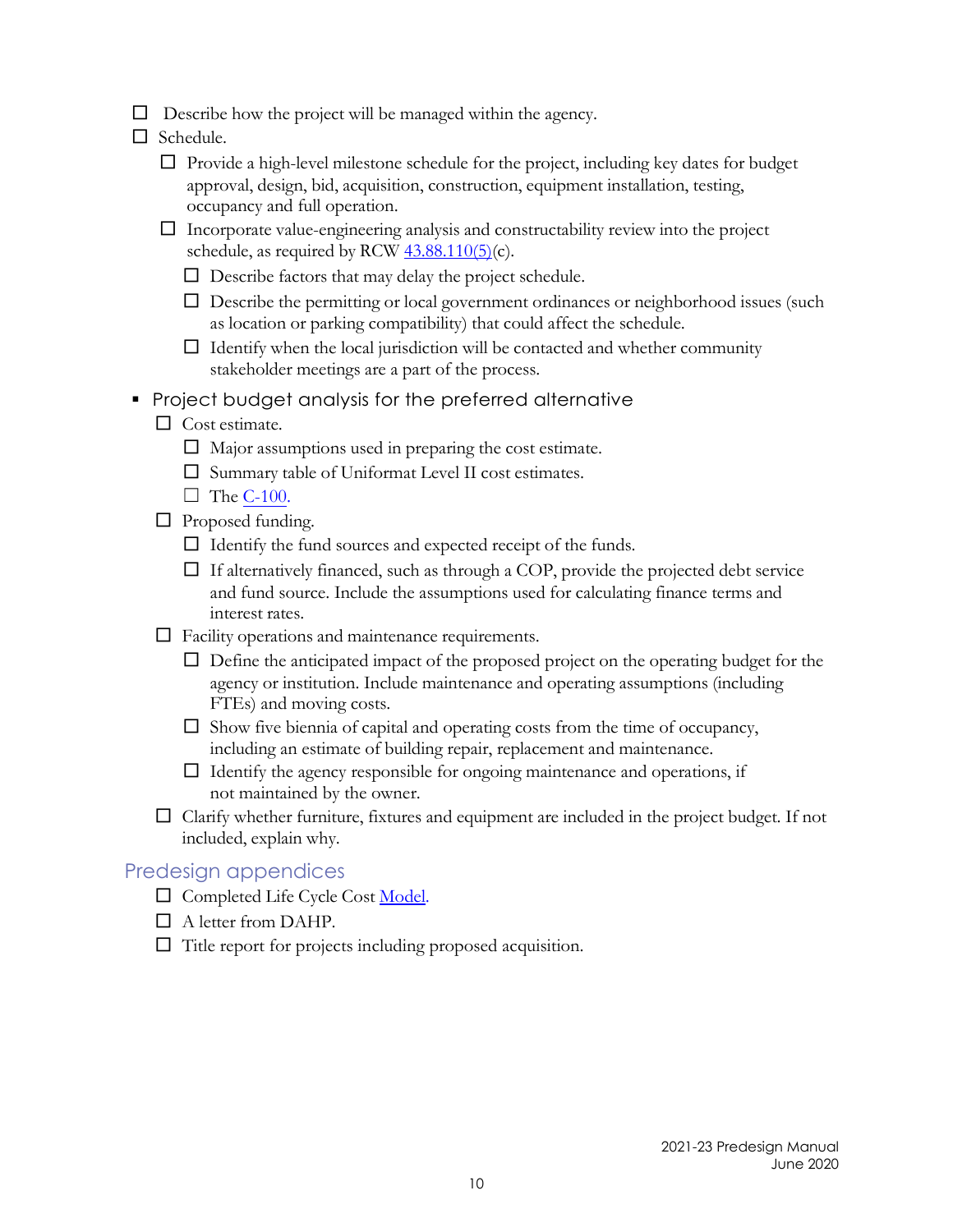- ☐ Describe how the project will be managed within the agency.
- ☐ Schedule.
  - ☐ Provide a high-level milestone schedule for the project, including key dates for budget approval, design, bid, acquisition, construction, equipment installation, testing, occupancy and full operation.
  - ☐ Incorporate value-engineering analysis and constructability review into the project schedule, as required by RCW [43.88.110(5)](c).
    - ☐ Describe factors that may delay the project schedule.
    - ☐ Describe the permitting or local government ordinances or neighborhood issues (such as location or parking compatibility) that could affect the schedule.
    - ☐ Identify when the local jurisdiction will be contacted and whether community stakeholder meetings are a part of the process.

- Project budget analysis for the preferred alternative
  - ☐ Cost estimate.
    - ☐ Major assumptions used in preparing the cost estimate.
    - ☐ Summary table of Uniformat Level II cost estimates.
    - ☐ The C-100.
  - ☐ Proposed funding.
    - ☐ Identify the fund sources and expected receipt of the funds.
    - ☐ If alternatively financed, such as through a COP, provide the projected debt service and fund source. Include the assumptions used for calculating finance terms and interest rates.
  - ☐ Facility operations and maintenance requirements.
    - ☐ Define the anticipated impact of the proposed project on the operating budget for the agency or institution. Include maintenance and operating assumptions (including FTEs) and moving costs.
    - ☐ Show five biennia of capital and operating costs from the time of occupancy, including an estimate of building repair, replacement and maintenance.
    - ☐ Identify the agency responsible for ongoing maintenance and operations, if not maintained by the owner.
  - ☐ Clarify whether furniture, fixtures and equipment are included in the project budget. If not included, explain why.

## Predesign appendices

- ☐ Completed Life Cycle Cost Model.
- ☐ A letter from DAHP.
- ☐ Title report for projects including proposed acquisition.